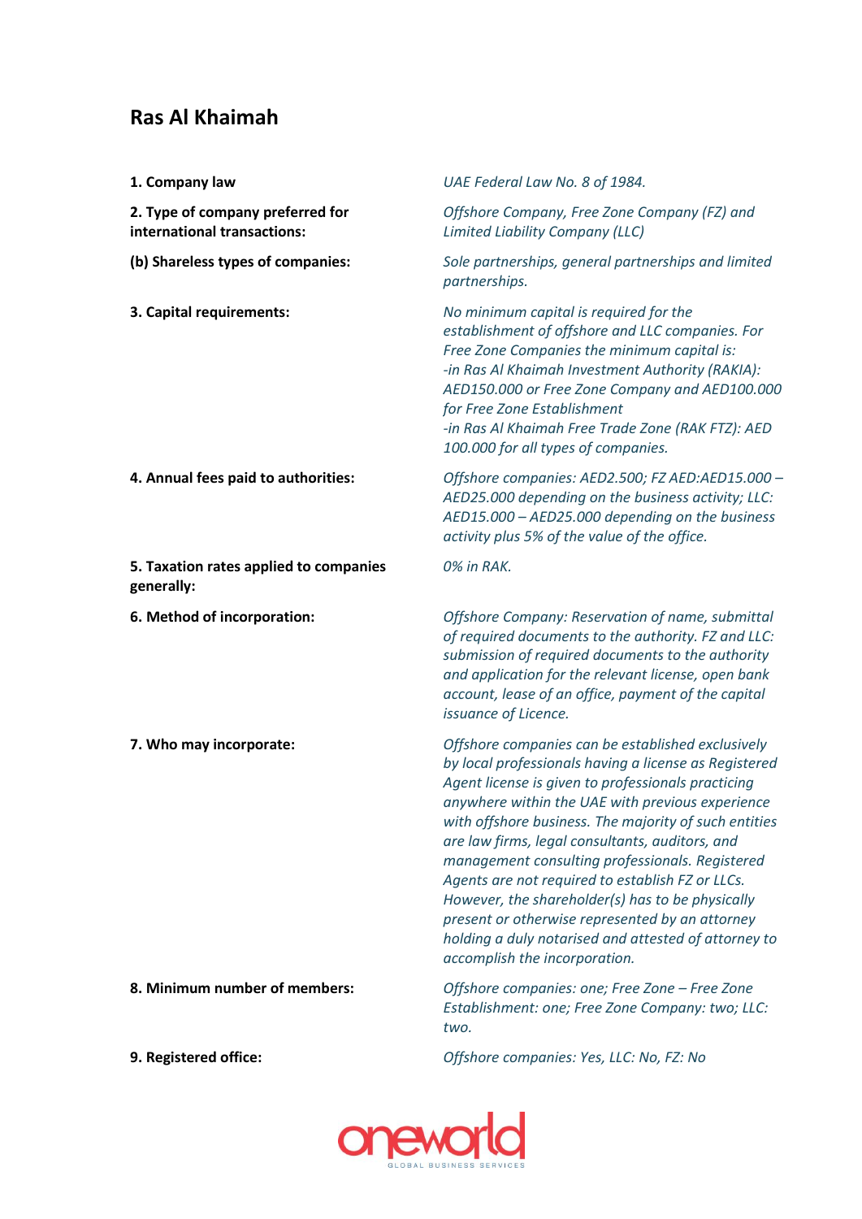## Ras Al Khaimah

| | |
|---|---|
| **1. Company law** | *UAE Federal Law No. 8 of 1984.* |
| **2. Type of company preferred for international transactions:** | *Offshore Company, Free Zone Company (FZ) and Limited Liability Company (LLC)* |
| **(b) Shareless types of companies:** | *Sole partnerships, general partnerships and limited partnerships.* |
| **3. Capital requirements:** | *No minimum capital is required for the establishment of offshore and LLC companies. For Free Zone Companies the minimum capital is:*<br>*-in Ras Al Khaimah Investment Authority (RAKIA): AED150.000 or Free Zone Company and AED100.000 for Free Zone Establishment*<br>*-in Ras Al Khaimah Free Trade Zone (RAK FTZ): AED 100.000 for all types of companies.* |
| **4. Annual fees paid to authorities:** | *Offshore companies: AED2.500; FZ AED:AED15.000 – AED25.000 depending on the business activity; LLC: AED15.000 – AED25.000 depending on the business activity plus 5% of the value of the office.* |
| **5. Taxation rates applied to companies generally:** | *0% in RAK.* |
| **6. Method of incorporation:** | *Offshore Company: Reservation of name, submittal of required documents to the authority. FZ and LLC: submission of required documents to the authority and application for the relevant license, open bank account, lease of an office, payment of the capital issuance of Licence.* |
| **7. Who may incorporate:** | *Offshore companies can be established exclusively by local professionals having a license as Registered Agent license is given to professionals practicing anywhere within the UAE with previous experience with offshore business. The majority of such entities are law firms, legal consultants, auditors, and management consulting professionals. Registered Agents are not required to establish FZ or LLCs. However, the shareholder(s) has to be physically present or otherwise represented by an attorney holding a duly notarised and attested of attorney to accomplish the incorporation.* |
| **8. Minimum number of members:** | *Offshore companies: one; Free Zone – Free Zone Establishment: one; Free Zone Company: two; LLC: two.* |
| **9. Registered office:** | *Offshore companies: Yes, LLC: No, FZ: No* |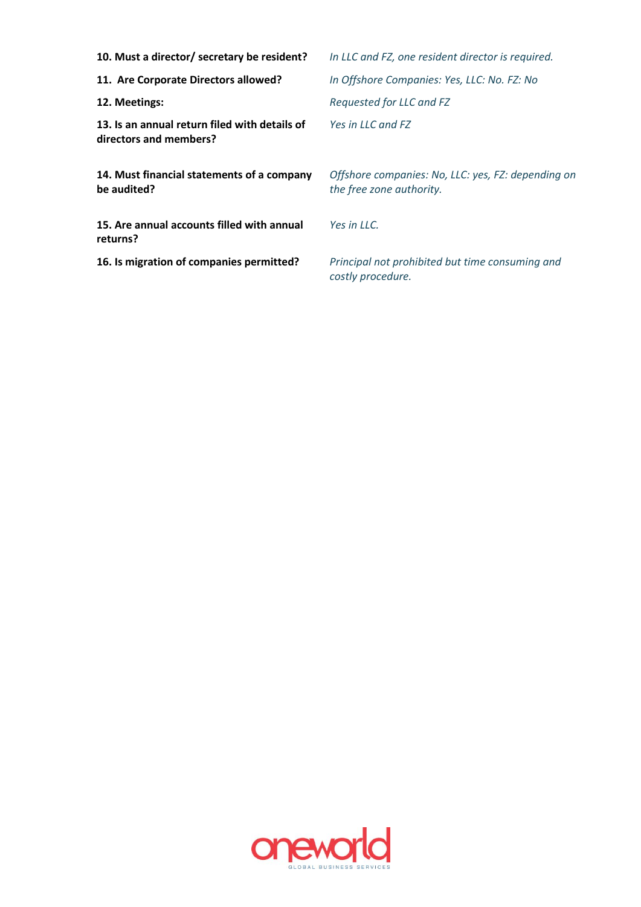| | |
|---|---|
| **10. Must a director/ secretary be resident?** | *In LLC and FZ, one resident director is required.* |
| **11. Are Corporate Directors allowed?** | *In Offshore Companies: Yes, LLC: No. FZ: No* |
| **12. Meetings:** | *Requested for LLC and FZ* |
| **13. Is an annual return filed with details of directors and members?** | *Yes in LLC and FZ* |
| **14. Must financial statements of a company be audited?** | *Offshore companies: No, LLC: yes, FZ: depending on the free zone authority.* |
| **15. Are annual accounts filled with annual returns?** | *Yes in LLC.* |
| **16. Is migration of companies permitted?** | *Principal not prohibited but time consuming and costly procedure.* |